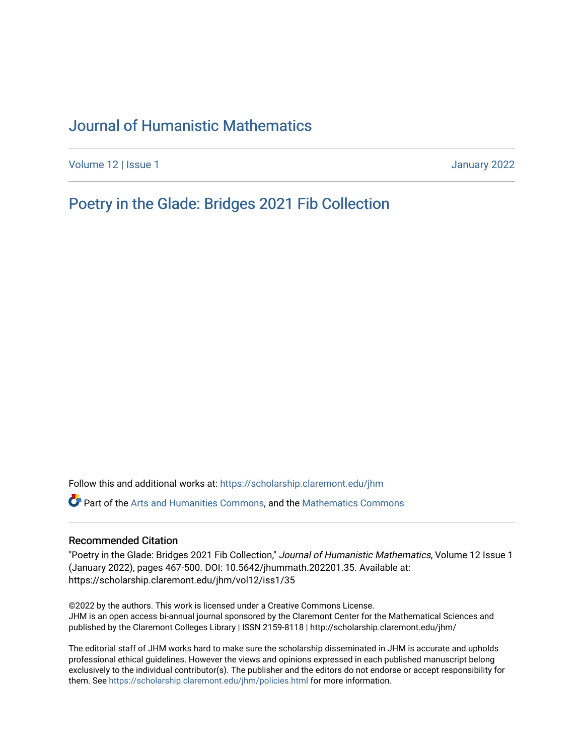# Journal of Humanistic Mathematics

Volume 12 | Issue 1 January 2022

## Poetry in the Glade: Bridges 2021 Fib Collection

Follow this and additional works at: https://scholarship.claremont.edu/jhm

Part of the Arts and Humanities Commons, and the Mathematics Commons

### Recommended Citation

"Poetry in the Glade: Bridges 2021 Fib Collection," *Journal of Humanistic Mathematics*, Volume 12 Issue 1 (January 2022), pages 467-500. DOI: 10.5642/jhummath.202201.35. Available at: https://scholarship.claremont.edu/jhm/vol12/iss1/35

©2022 by the authors. This work is licensed under a Creative Commons License.
JHM is an open access bi-annual journal sponsored by the Claremont Center for the Mathematical Sciences and published by the Claremont Colleges Library | ISSN 2159-8118 | http://scholarship.claremont.edu/jhm/

The editorial staff of JHM works hard to make sure the scholarship disseminated in JHM is accurate and upholds professional ethical guidelines. However the views and opinions expressed in each published manuscript belong exclusively to the individual contributor(s). The publisher and the editors do not endorse or accept responsibility for them. See https://scholarship.claremont.edu/jhm/policies.html for more information.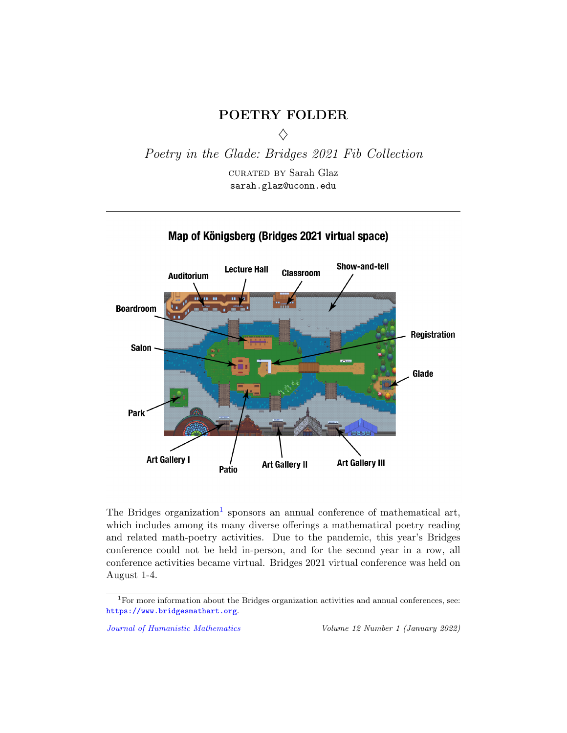# POETRY FOLDER

♢

*Poetry in the Glade: Bridges 2021 Fib Collection*

CURATED BY Sarah Glaz
sarah.glaz@uconn.edu

---

**Map of Königsberg (Bridges 2021 virtual space)**

Auditorium, Lecture Hall, Classroom, Show-and-tell, Boardroom, Registration, Salon, Glade, Park, Art Gallery I, Patio, Art Gallery II, Art Gallery III

The Bridges organization[1] sponsors an annual conference of mathematical art, which includes among its many diverse offerings a mathematical poetry reading and related math-poetry activities. Due to the pandemic, this year's Bridges conference could not be held in-person, and for the second year in a row, all conference activities became virtual. Bridges 2021 virtual conference was held on August 1-4.

[1] For more information about the Bridges organization activities and annual conferences, see: https://www.bridgesmathart.org.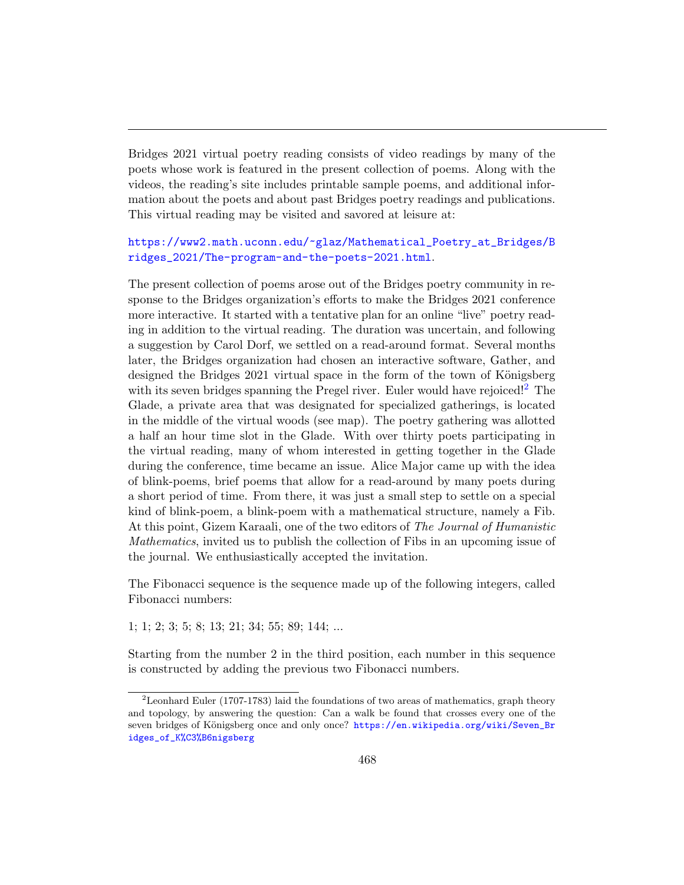Bridges 2021 virtual poetry reading consists of video readings by many of the poets whose work is featured in the present collection of poems. Along with the videos, the reading's site includes printable sample poems, and additional information about the poets and about past Bridges poetry readings and publications. This virtual reading may be visited and savored at leisure at:

https://www2.math.uconn.edu/~glaz/Mathematical_Poetry_at_Bridges/Bridges_2021/The-program-and-the-poets-2021.html.

The present collection of poems arose out of the Bridges poetry community in response to the Bridges organization's efforts to make the Bridges 2021 conference more interactive. It started with a tentative plan for an online "live" poetry reading in addition to the virtual reading. The duration was uncertain, and following a suggestion by Carol Dorf, we settled on a read-around format. Several months later, the Bridges organization had chosen an interactive software, Gather, and designed the Bridges 2021 virtual space in the form of the town of Königsberg with its seven bridges spanning the Pregel river. Euler would have rejoiced![2] The Glade, a private area that was designated for specialized gatherings, is located in the middle of the virtual woods (see map). The poetry gathering was allotted a half an hour time slot in the Glade. With over thirty poets participating in the virtual reading, many of whom interested in getting together in the Glade during the conference, time became an issue. Alice Major came up with the idea of blink-poems, brief poems that allow for a read-around by many poets during a short period of time. From there, it was just a small step to settle on a special kind of blink-poem, a blink-poem with a mathematical structure, namely a Fib. At this point, Gizem Karaali, one of the two editors of *The Journal of Humanistic Mathematics*, invited us to publish the collection of Fibs in an upcoming issue of the journal. We enthusiastically accepted the invitation.

The Fibonacci sequence is the sequence made up of the following integers, called Fibonacci numbers:

1; 1; 2; 3; 5; 8; 13; 21; 34; 55; 89; 144; ...

Starting from the number 2 in the third position, each number in this sequence is constructed by adding the previous two Fibonacci numbers.

[2] Leonhard Euler (1707-1783) laid the foundations of two areas of mathematics, graph theory and topology, by answering the question: Can a walk be found that crosses every one of the seven bridges of Königsberg once and only once? https://en.wikipedia.org/wiki/Seven_Bridges_of_K%C3%B6nigsberg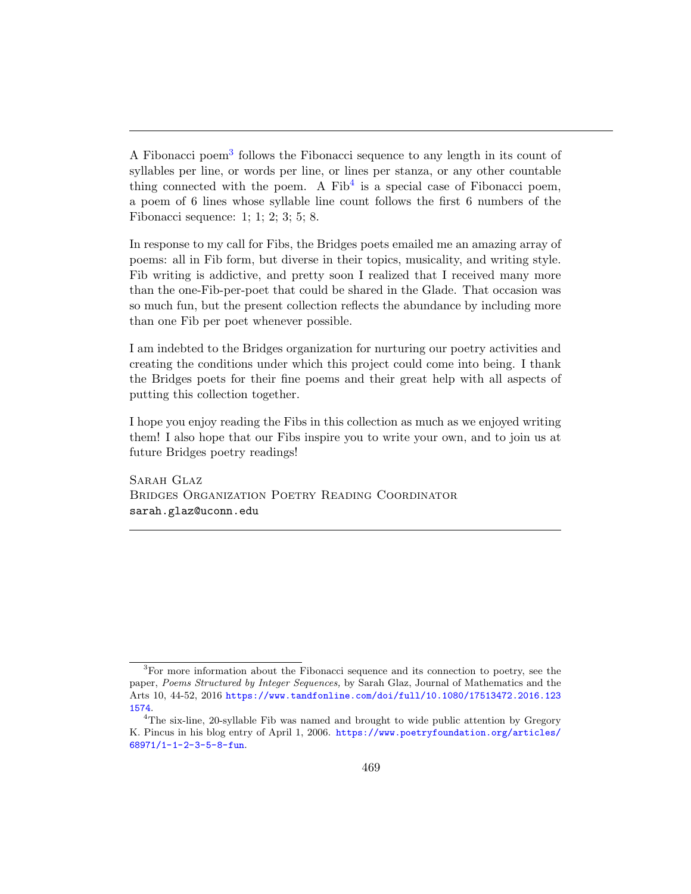A Fibonacci poem[3] follows the Fibonacci sequence to any length in its count of syllables per line, or words per line, or lines per stanza, or any other countable thing connected with the poem. A Fib[4] is a special case of Fibonacci poem, a poem of 6 lines whose syllable line count follows the first 6 numbers of the Fibonacci sequence: 1; 1; 2; 3; 5; 8.

In response to my call for Fibs, the Bridges poets emailed me an amazing array of poems: all in Fib form, but diverse in their topics, musicality, and writing style. Fib writing is addictive, and pretty soon I realized that I received many more than the one-Fib-per-poet that could be shared in the Glade. That occasion was so much fun, but the present collection reflects the abundance by including more than one Fib per poet whenever possible.

I am indebted to the Bridges organization for nurturing our poetry activities and creating the conditions under which this project could come into being. I thank the Bridges poets for their fine poems and their great help with all aspects of putting this collection together.

I hope you enjoy reading the Fibs in this collection as much as we enjoyed writing them! I also hope that our Fibs inspire you to write your own, and to join us at future Bridges poetry readings!

Sarah Glaz
Bridges Organization Poetry Reading Coordinator
sarah.glaz@uconn.edu

---

[3] For more information about the Fibonacci sequence and its connection to poetry, see the paper, *Poems Structured by Integer Sequences,* by Sarah Glaz, Journal of Mathematics and the Arts 10, 44-52, 2016 https://www.tandfonline.com/doi/full/10.1080/17513472.2016.1231574.

[4] The six-line, 20-syllable Fib was named and brought to wide public attention by Gregory K. Pincus in his blog entry of April 1, 2006. https://www.poetryfoundation.org/articles/68971/1-1-2-3-5-8-fun.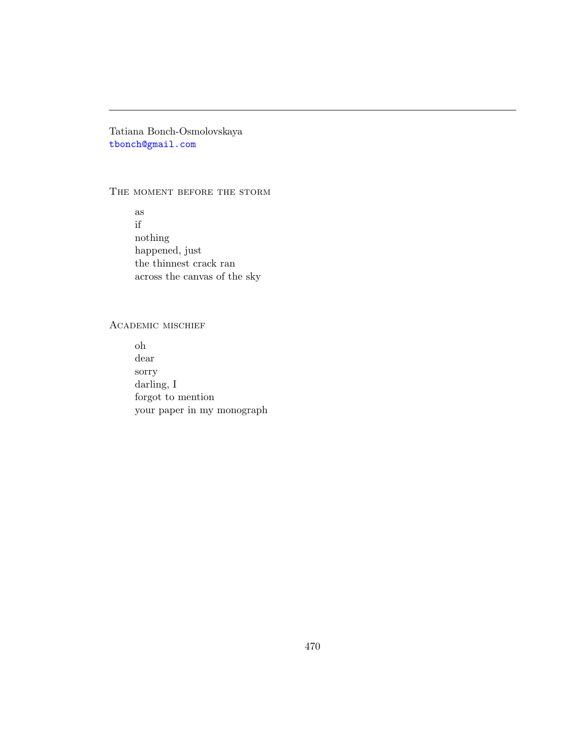---

Tatiana Bonch-Osmolovskaya
tbonch@gmail.com

### The moment before the storm

as  
if  
nothing  
happened, just  
the thinnest crack ran  
across the canvas of the sky

### Academic mischief

oh  
dear  
sorry  
darling, I  
forgot to mention  
your paper in my monograph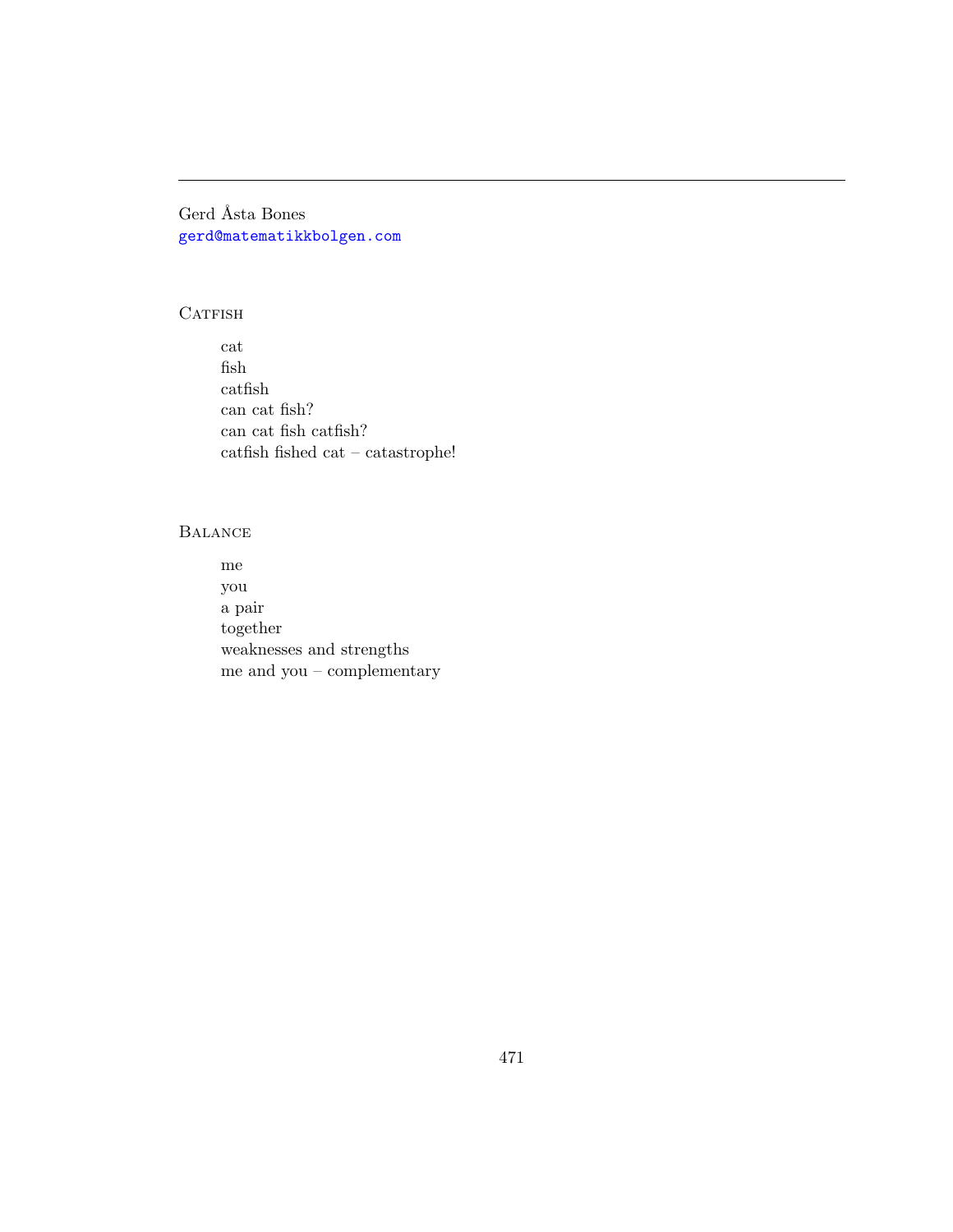---

Gerd Åsta Bones
gerd@matematikkbolgen.com

### Catfish

cat  
fish  
catfish  
can cat fish?  
can cat fish catfish?  
catfish fished cat – catastrophe!

### Balance

me  
you  
a pair  
together  
weaknesses and strengths  
me and you – complementary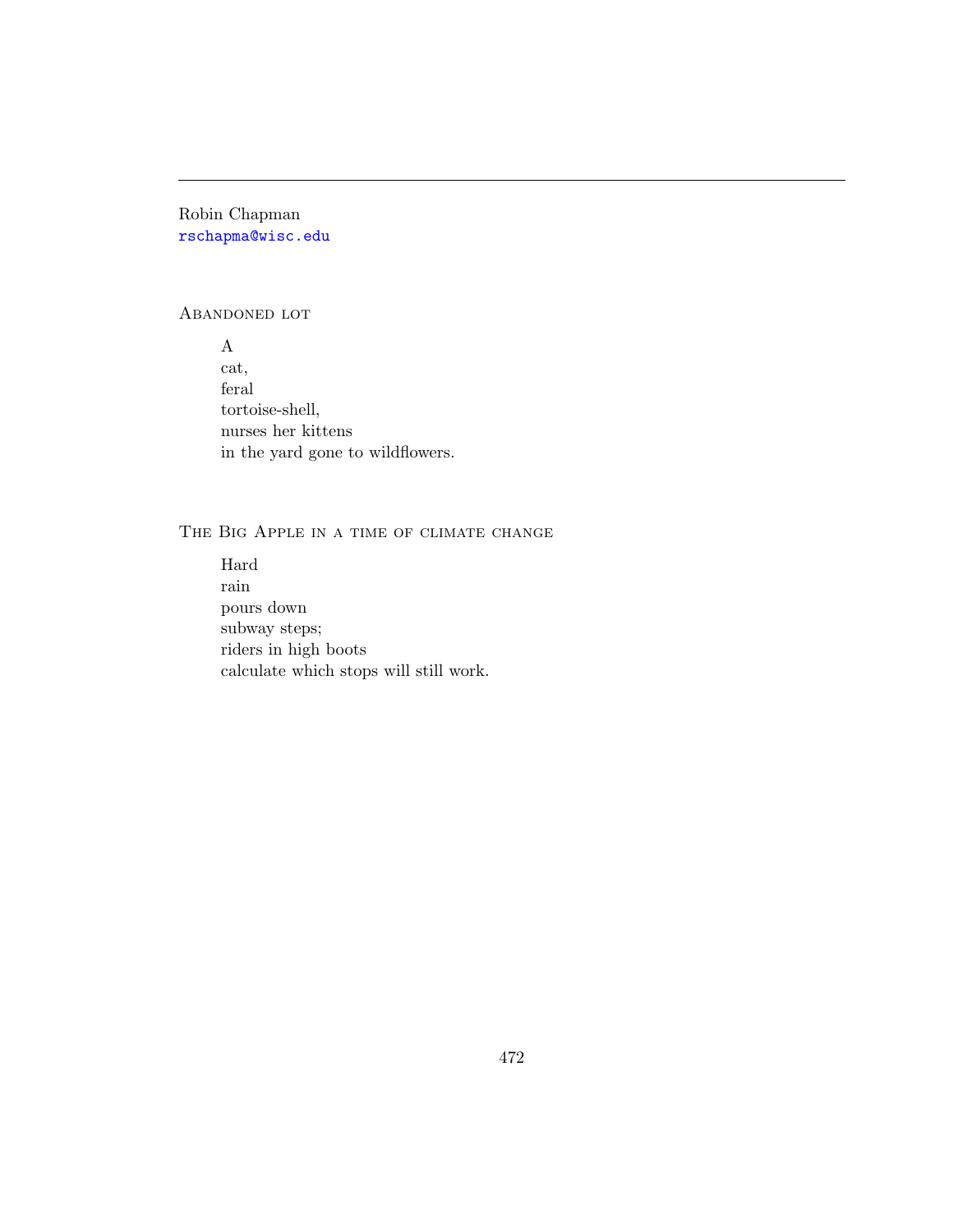---

Robin Chapman
rschapma@wisc.edu

### Abandoned lot

A  
cat,  
feral  
tortoise-shell,  
nurses her kittens  
in the yard gone to wildflowers.

### The Big Apple in a time of climate change

Hard  
rain  
pours down  
subway steps;  
riders in high boots  
calculate which stops will still work.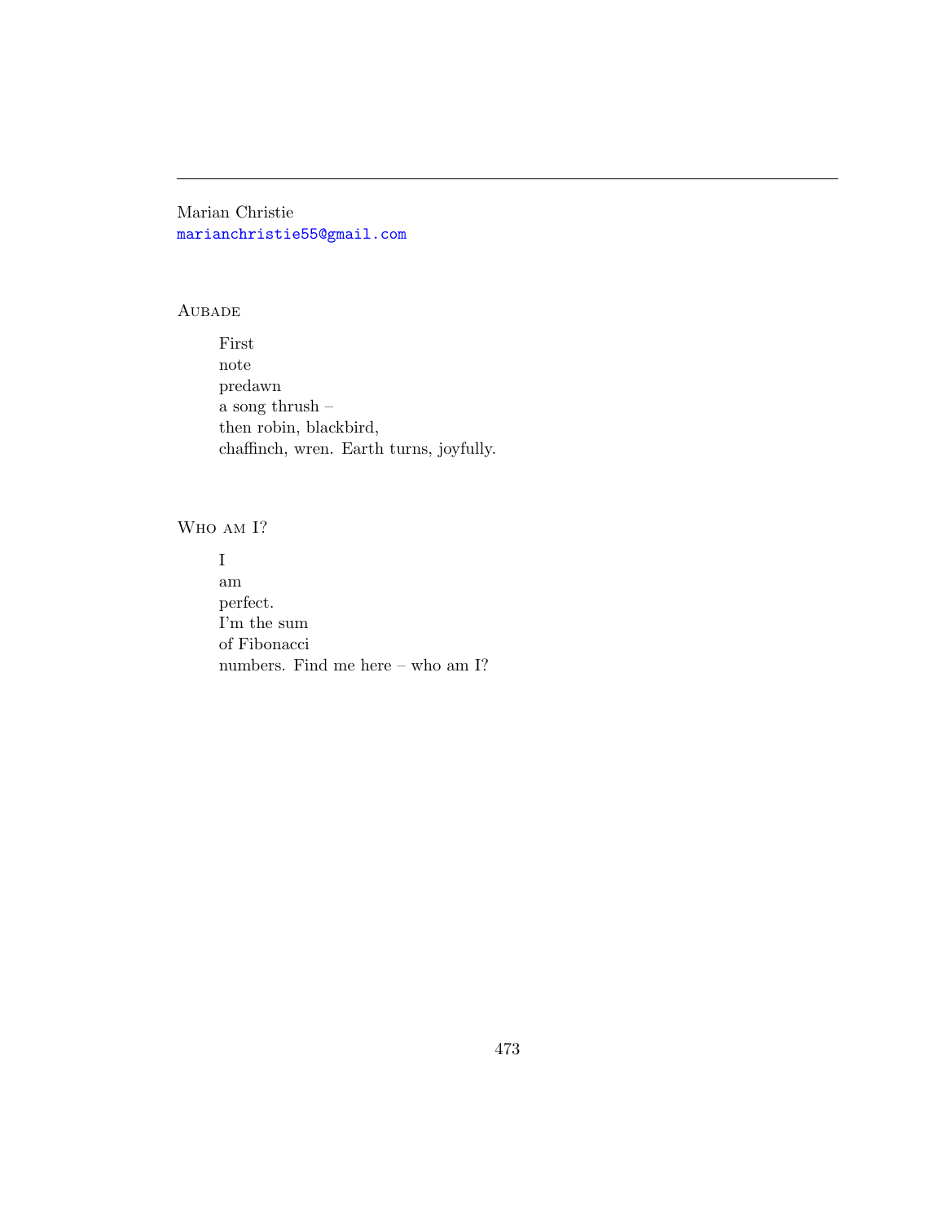Marian Christie
marianchristie55@gmail.com

## Aubade

First  
note  
predawn  
a song thrush –  
then robin, blackbird,  
chaffinch, wren. Earth turns, joyfully.

## Who am I?

I  
am  
perfect.  
I'm the sum  
of Fibonacci  
numbers. Find me here – who am I?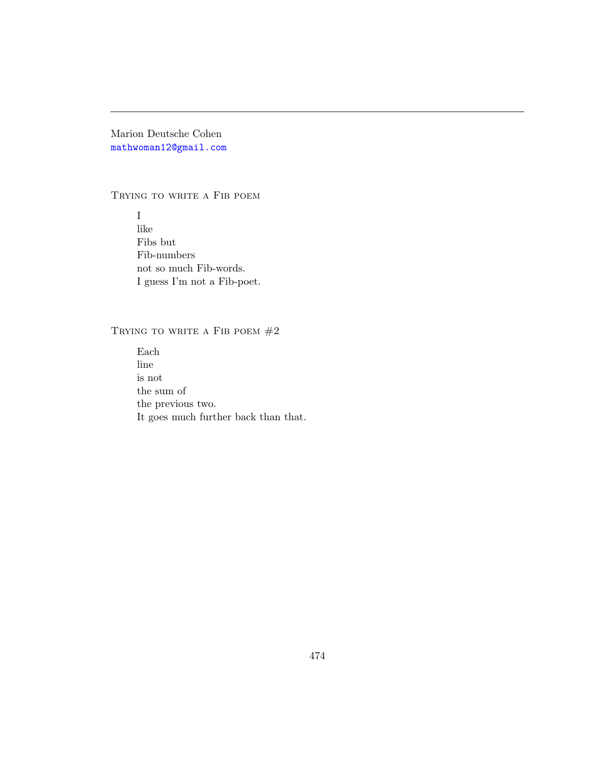---

Marion Deutsche Cohen
mathwoman12@gmail.com

### Trying to write a Fib poem

I
like
Fibs but
Fib-numbers
not so much Fib-words.
I guess I'm not a Fib-poet.

### Trying to write a Fib poem #2

Each
line
is not
the sum of
the previous two.
It goes much further back than that.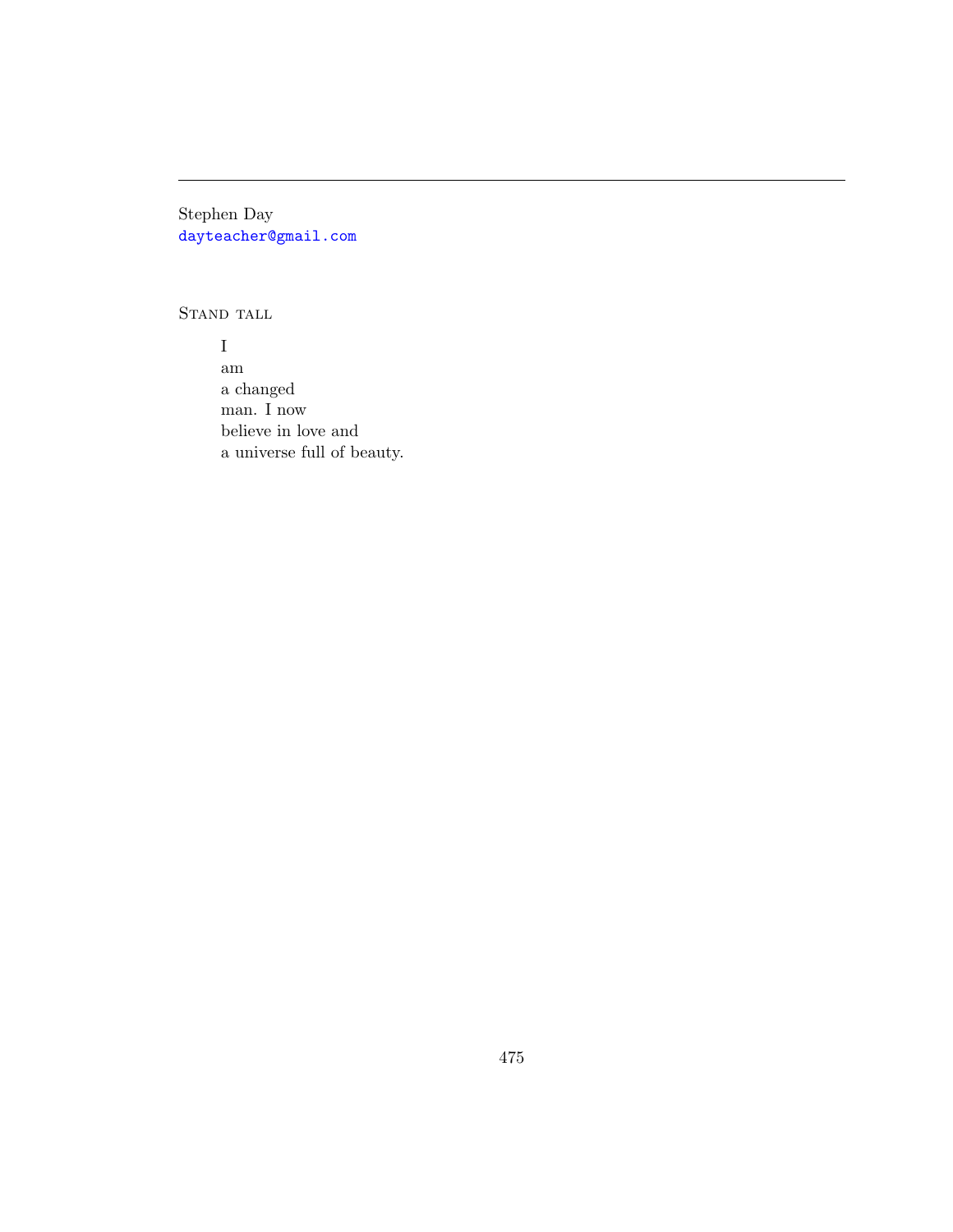---

Stephen Day
dayteacher@gmail.com

## Stand tall

I
am
a changed
man. I now
believe in love and
a universe full of beauty.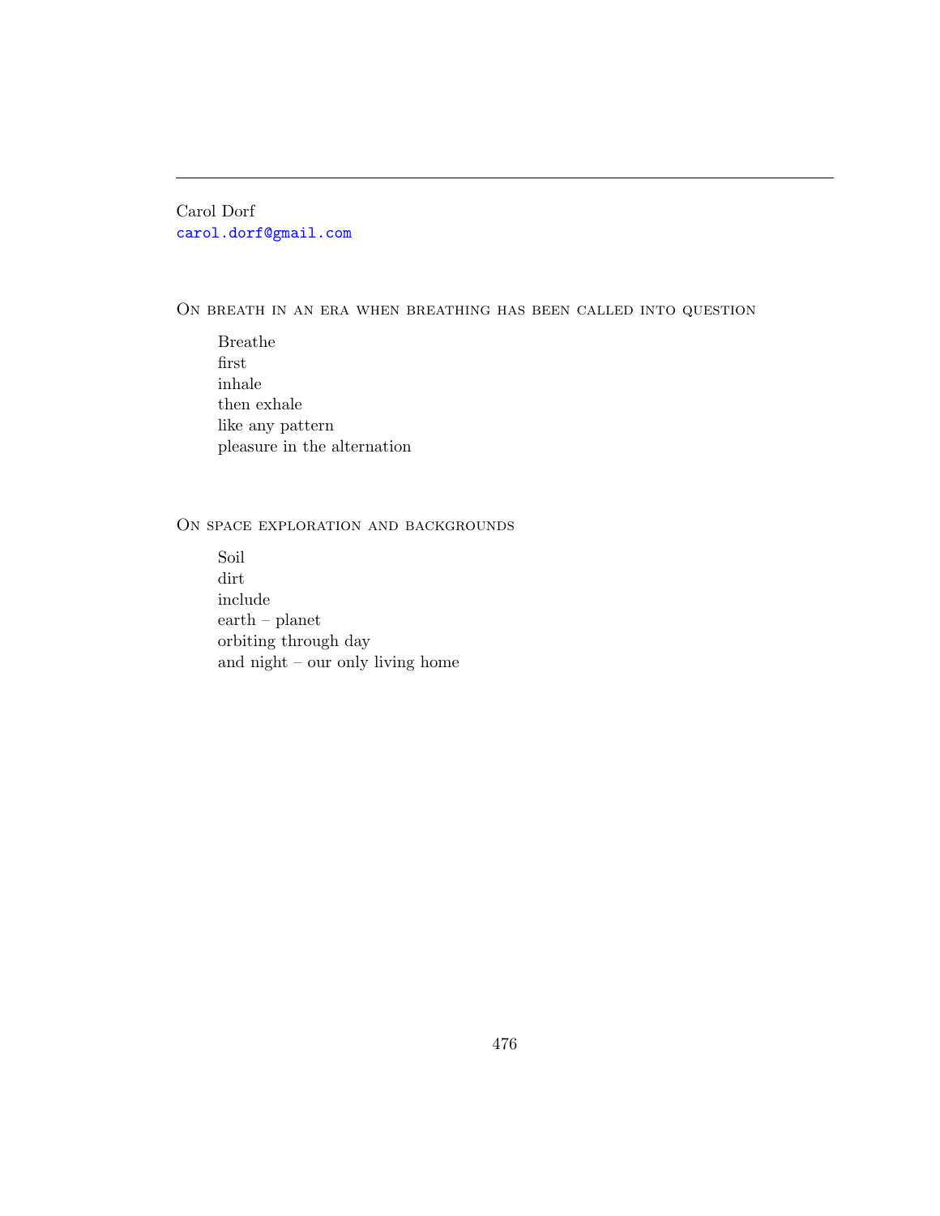Carol Dorf
carol.dorf@gmail.com

## On breath in an era when breathing has been called into question

Breathe  
first  
inhale  
then exhale  
like any pattern  
pleasure in the alternation

## On space exploration and backgrounds

Soil  
dirt  
include  
earth – planet  
orbiting through day  
and night – our only living home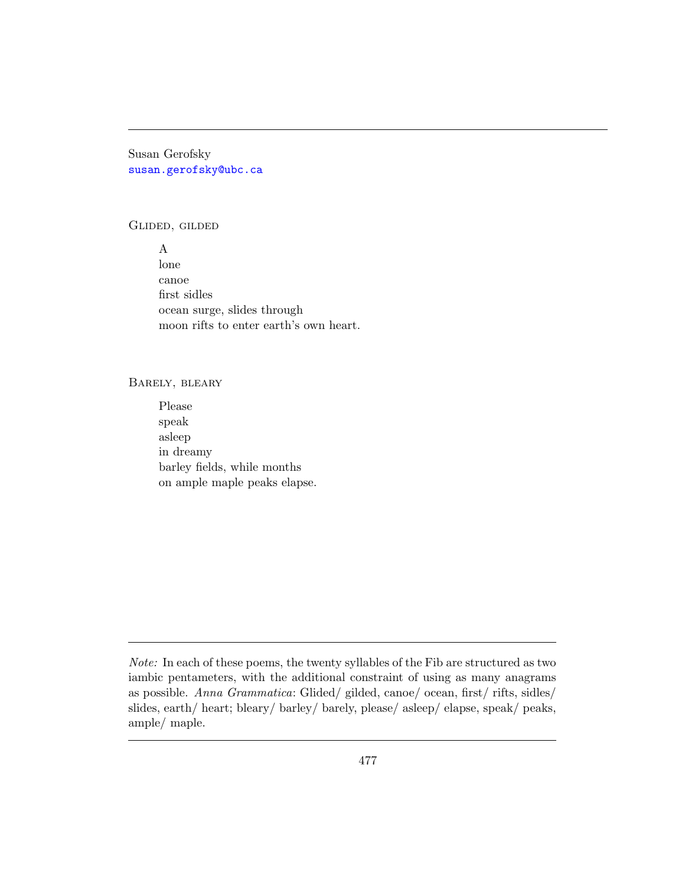Susan Gerofsky
susan.gerofsky@ubc.ca

## Glided, gilded

A
lone
canoe
first sidles
ocean surge, slides through
moon rifts to enter earth's own heart.

## Barely, bleary

Please
speak
asleep
in dreamy
barley fields, while months
on ample maple peaks elapse.

---

*Note:* In each of these poems, the twenty syllables of the Fib are structured as two iambic pentameters, with the additional constraint of using as many anagrams as possible. *Anna Grammatica*: Glided/ gilded, canoe/ ocean, first/ rifts, sidles/ slides, earth/ heart; bleary/ barley/ barely, please/ asleep/ elapse, speak/ peaks, ample/ maple.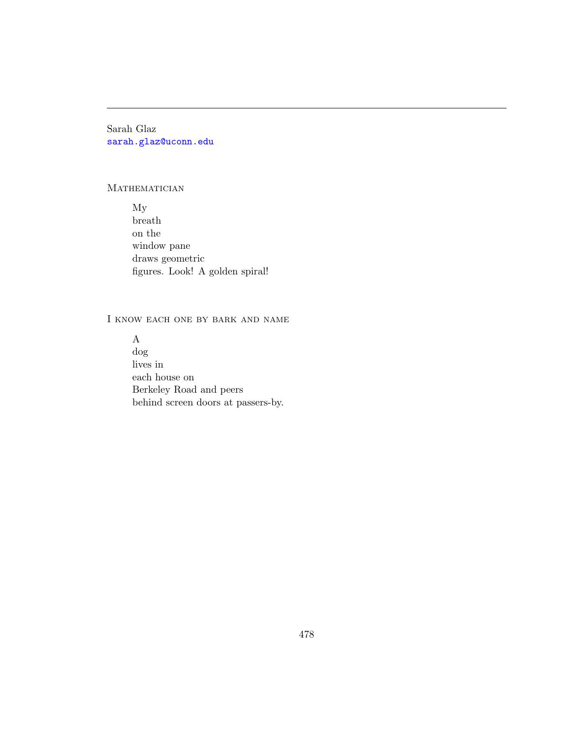---

Sarah Glaz
sarah.glaz@uconn.edu

### Mathematician

> My
> breath
> on the
> window pane
> draws geometric
> figures. Look! A golden spiral!

### I know each one by bark and name

> A
> dog
> lives in
> each house on
> Berkeley Road and peers
> behind screen doors at passers-by.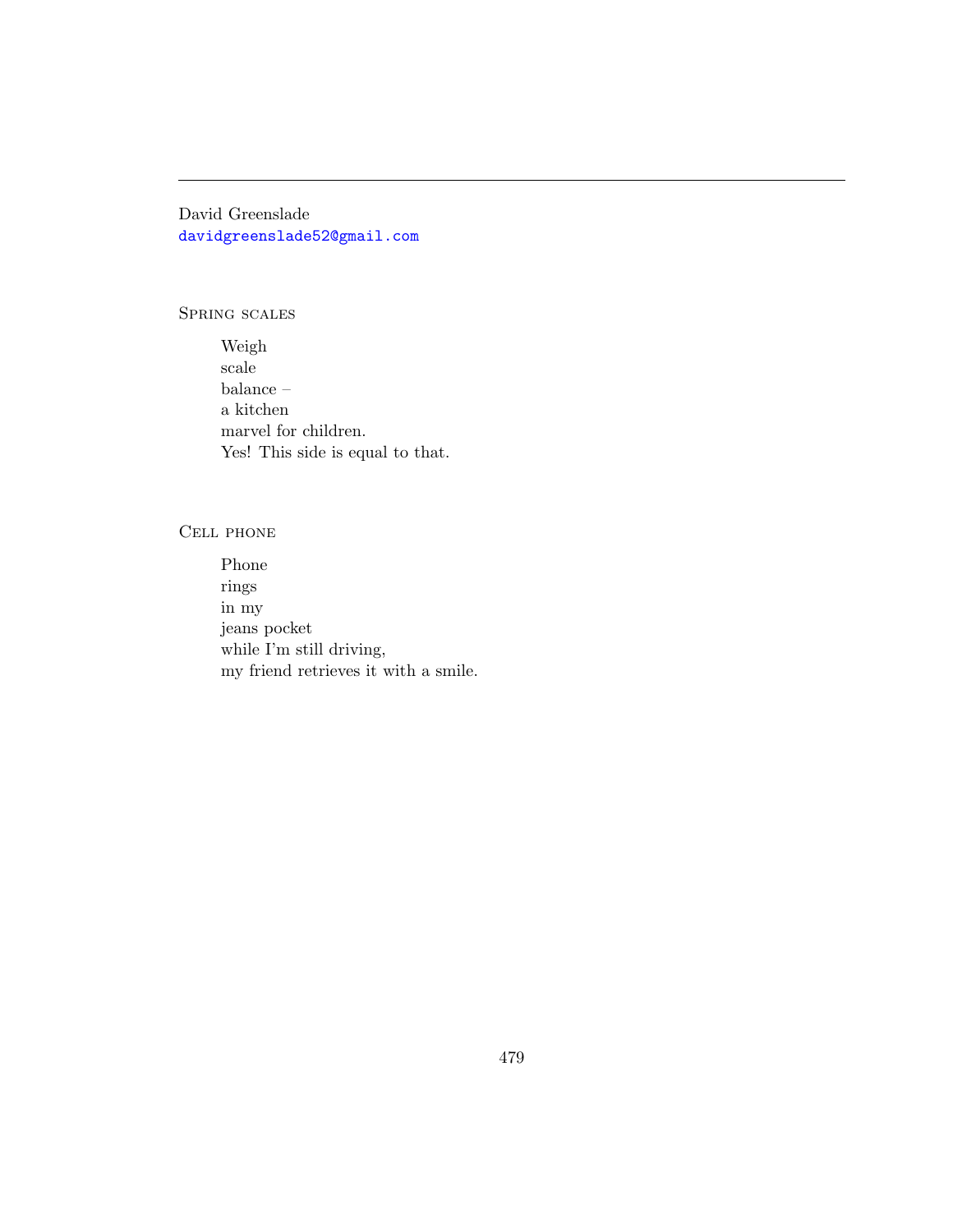---

David Greenslade
davidgreenslade52@gmail.com

### Spring scales

Weigh
scale
balance –
a kitchen
marvel for children.
Yes! This side is equal to that.

### Cell phone

Phone
rings
in my
jeans pocket
while I'm still driving,
my friend retrieves it with a smile.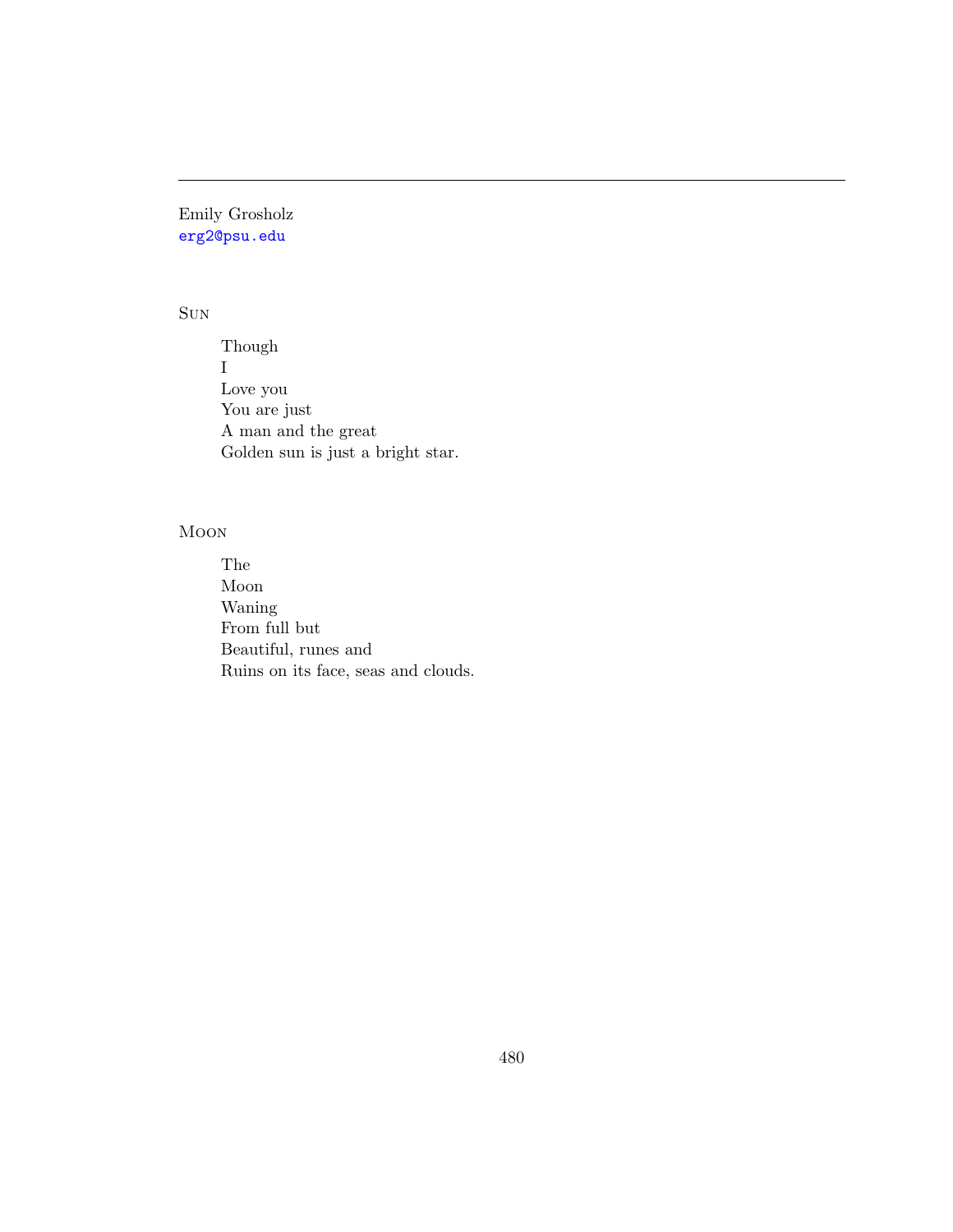---

Emily Grosholz
erg2@psu.edu

### Sun

Though  
I  
Love you  
You are just  
A man and the great  
Golden sun is just a bright star.

### Moon

The  
Moon  
Waning  
From full but  
Beautiful, runes and  
Ruins on its face, seas and clouds.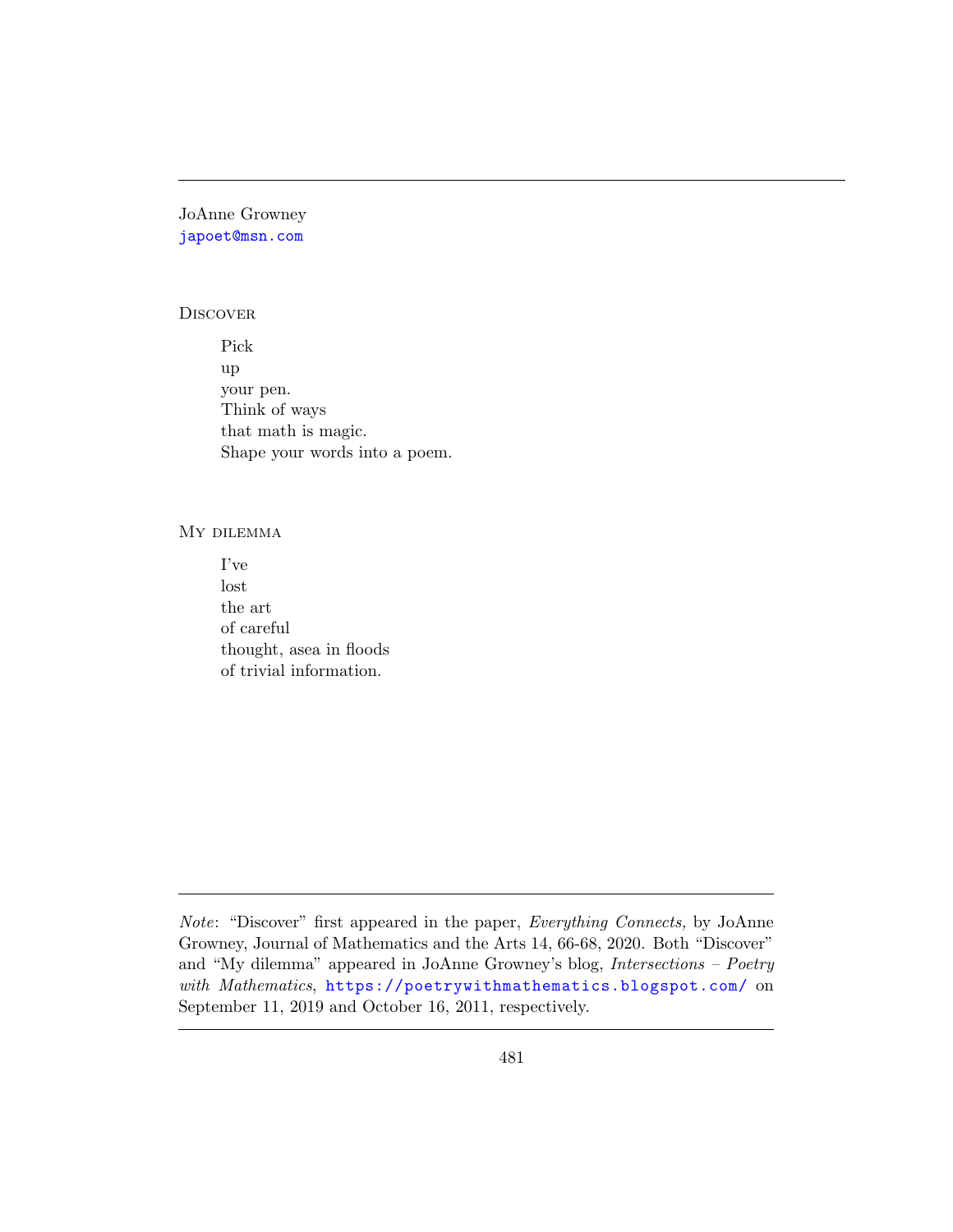JoAnne Growney
japoet@msn.com

### Discover

Pick  
up  
your pen.  
Think of ways  
that math is magic.  
Shape your words into a poem.

### My dilemma

I've  
lost  
the art  
of careful  
thought, asea in floods  
of trivial information.

---

*Note*: "Discover" first appeared in the paper, *Everything Connects,* by JoAnne Growney, Journal of Mathematics and the Arts 14, 66-68, 2020. Both "Discover" and "My dilemma" appeared in JoAnne Growney's blog, *Intersections – Poetry with Mathematics*, https://poetrywithmathematics.blogspot.com/ on September 11, 2019 and October 16, 2011, respectively.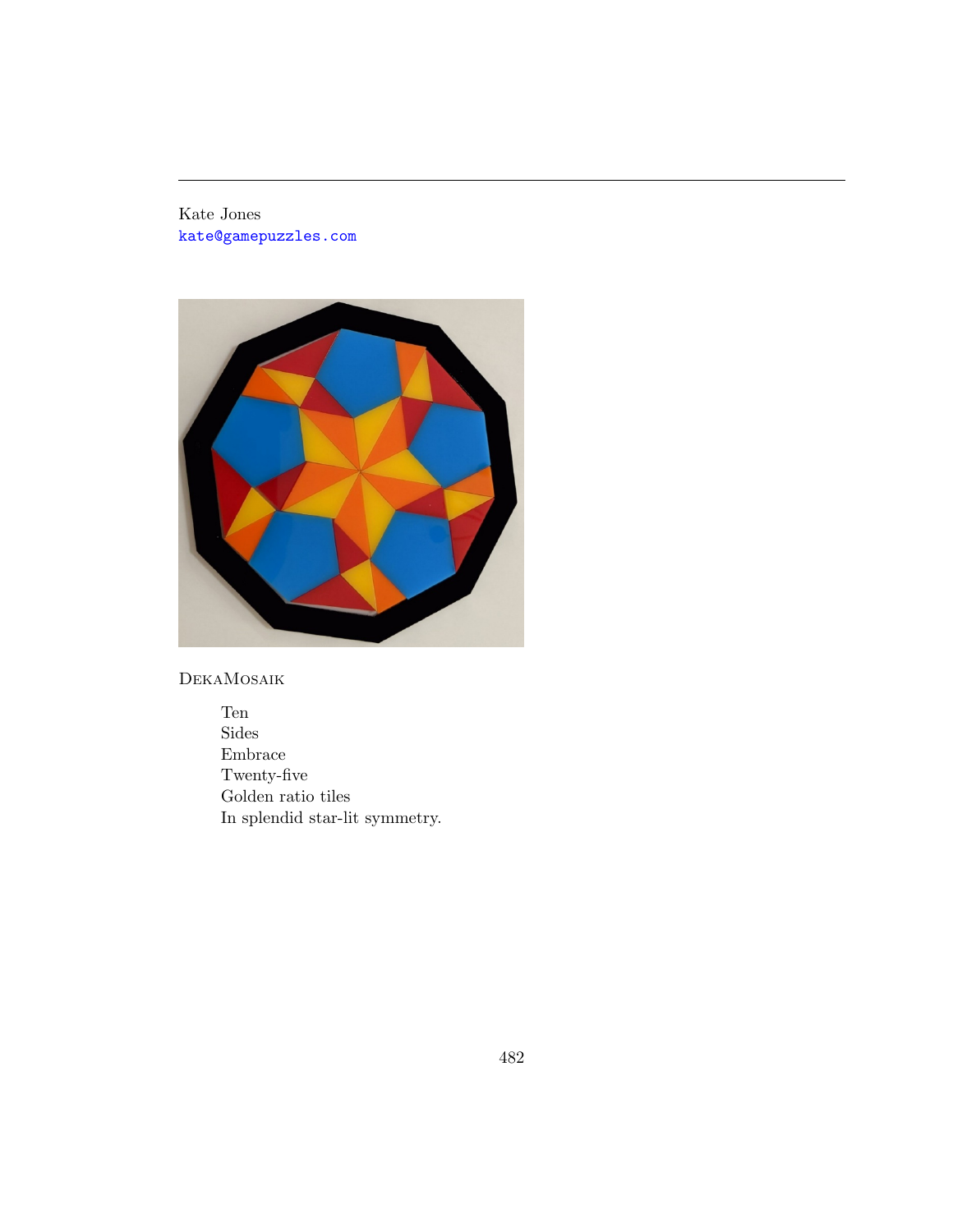Kate Jones
kate@gamepuzzles.com

DekaMosaik

Ten
Sides
Embrace
Twenty-five
Golden ratio tiles
In splendid star-lit symmetry.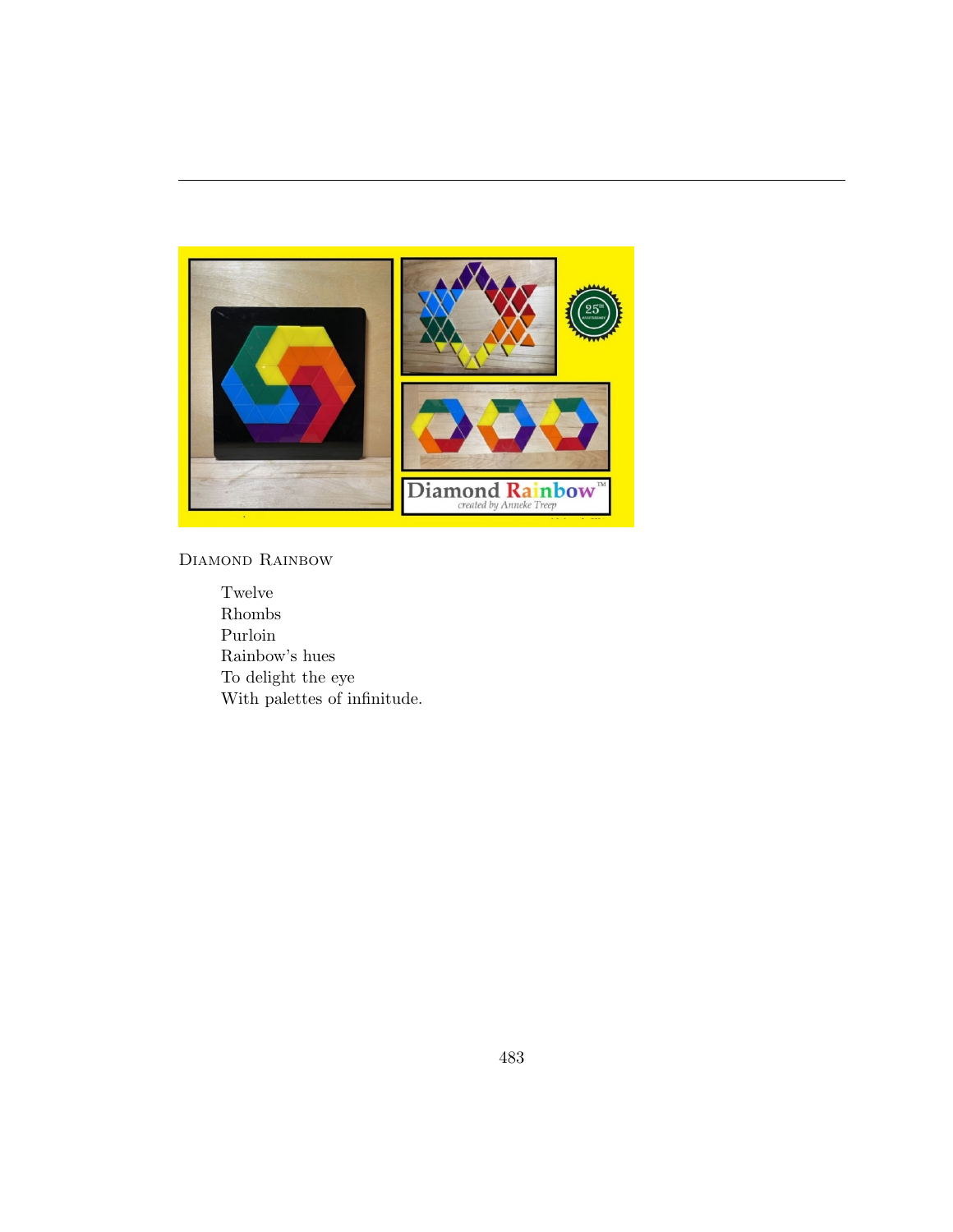Diamond Rainbow

Twelve
Rhombs
Purloin
Rainbow's hues
To delight the eye
With palettes of infinitude.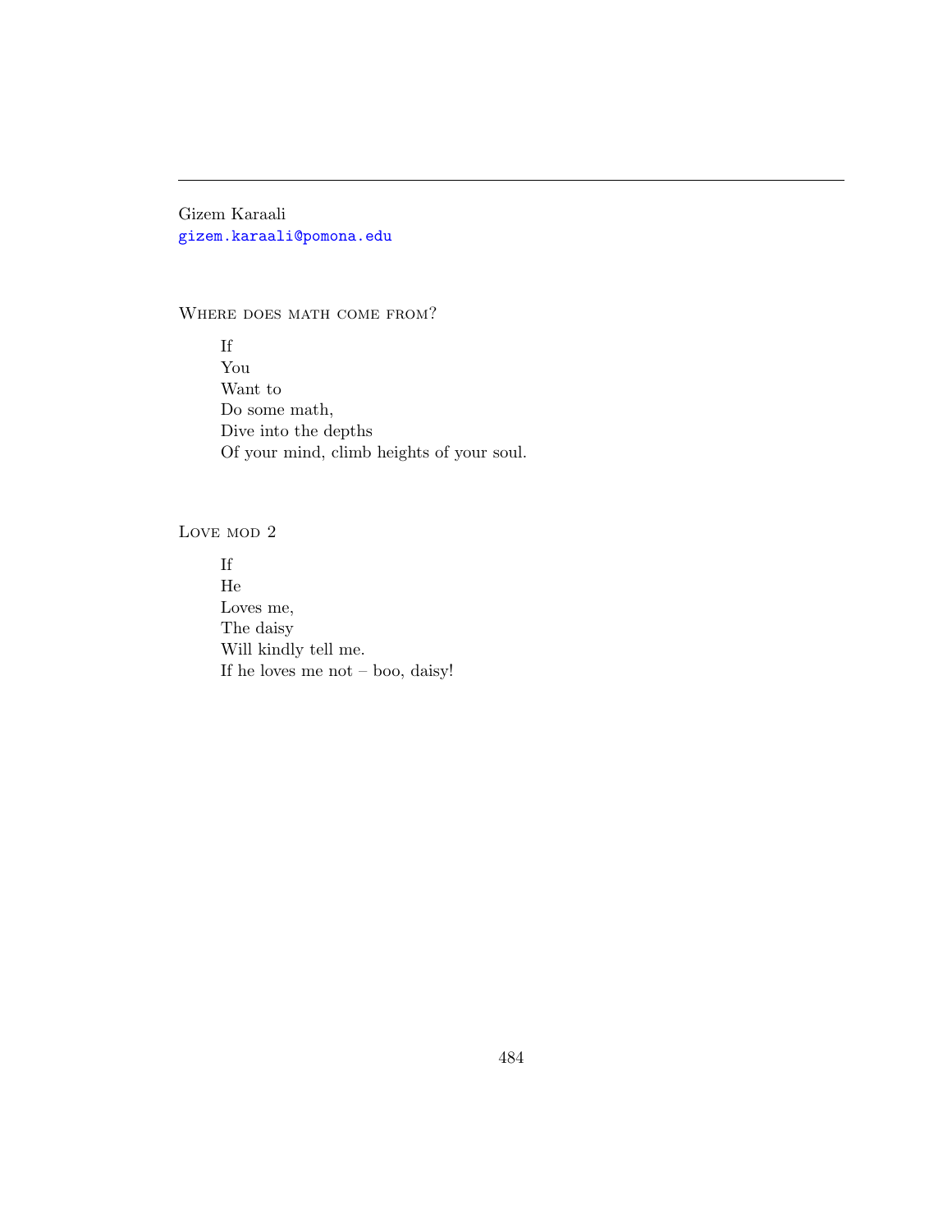---

Gizem Karaali
gizem.karaali@pomona.edu

## Where does math come from?

If
You
Want to
Do some math,
Dive into the depths
Of your mind, climb heights of your soul.

## Love mod 2

If
He
Loves me,
The daisy
Will kindly tell me.
If he loves me not – boo, daisy!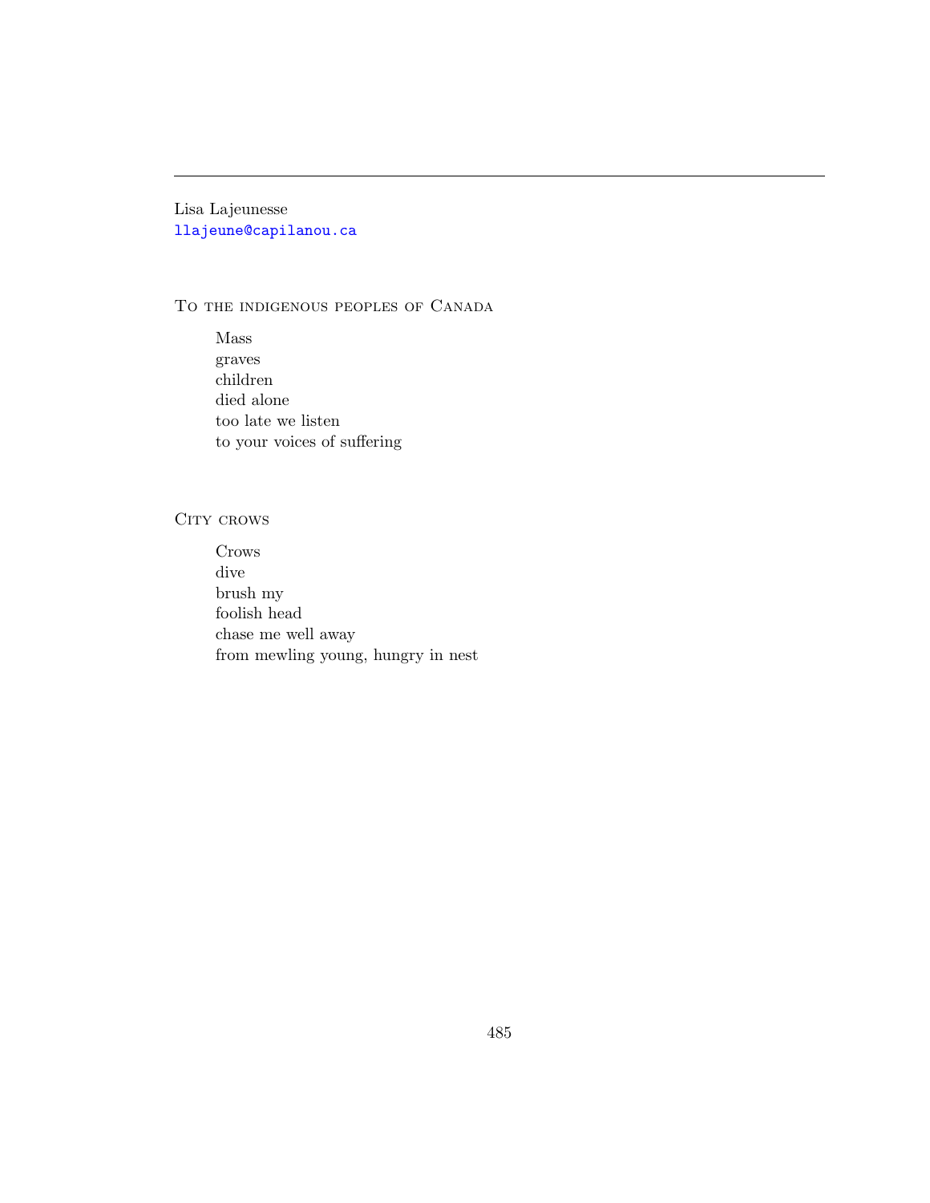Lisa Lajeunesse
llajeune@capilanou.ca

## To the indigenous peoples of Canada

Mass
graves
children
died alone
too late we listen
to your voices of suffering

## City crows

Crows
dive
brush my
foolish head
chase me well away
from mewling young, hungry in nest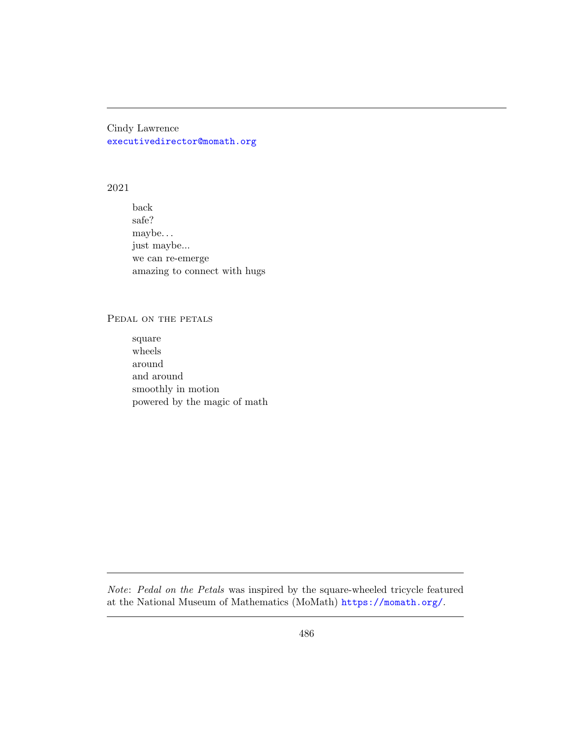Cindy Lawrence
executivedirector@momath.org

### 2021

back
safe?
maybe. . .
just maybe...
we can re-emerge
amazing to connect with hugs

### Pedal on the petals

square
wheels
around
and around
smoothly in motion
powered by the magic of math

---

*Note*: *Pedal on the Petals* was inspired by the square-wheeled tricycle featured at the National Museum of Mathematics (MoMath) https://momath.org/.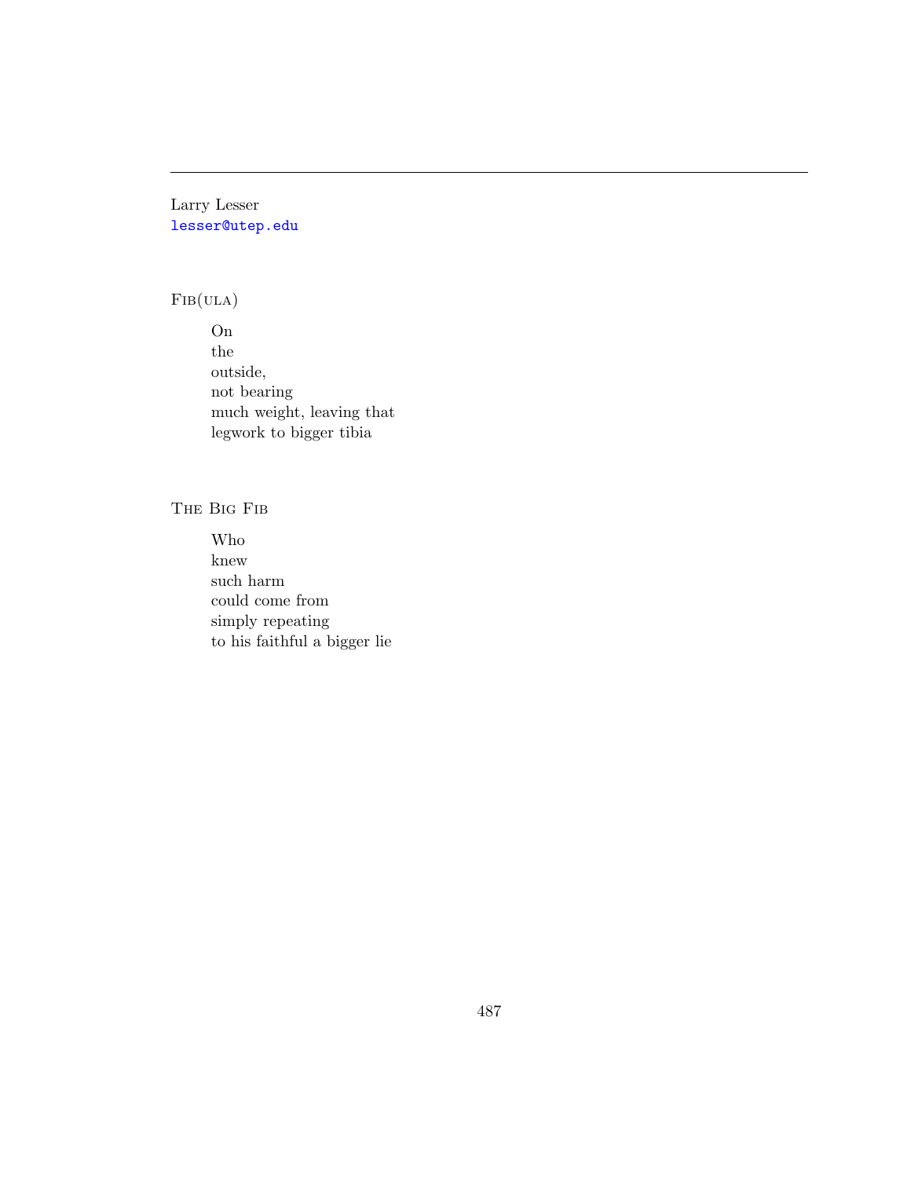Larry Lesser
lesser@utep.edu

## Fib(ula)

On  
the  
outside,  
not bearing  
much weight, leaving that  
legwork to bigger tibia

## The Big Fib

Who  
knew  
such harm  
could come from  
simply repeating  
to his faithful a bigger lie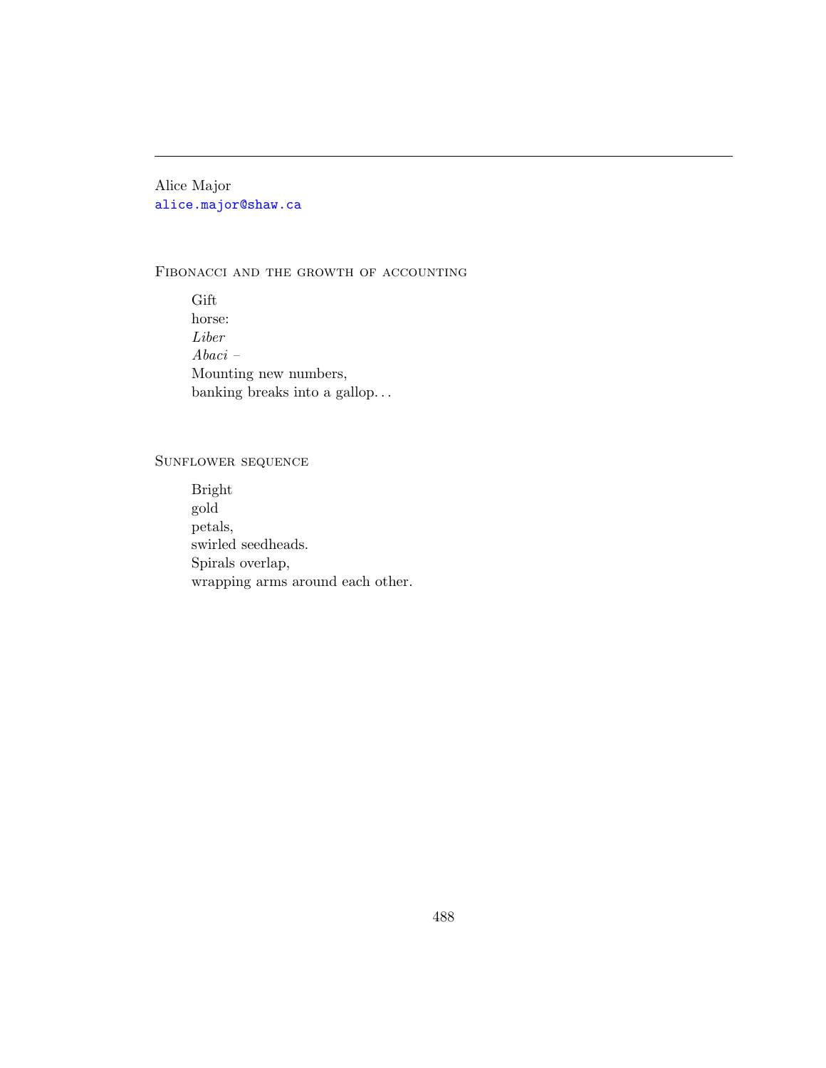Alice Major
alice.major@shaw.ca

## Fibonacci and the growth of accounting

Gift  
horse:  
*Liber*  
*Abaci* –  
Mounting new numbers,  
banking breaks into a gallop…

## Sunflower sequence

Bright  
gold  
petals,  
swirled seedheads.  
Spirals overlap,  
wrapping arms around each other.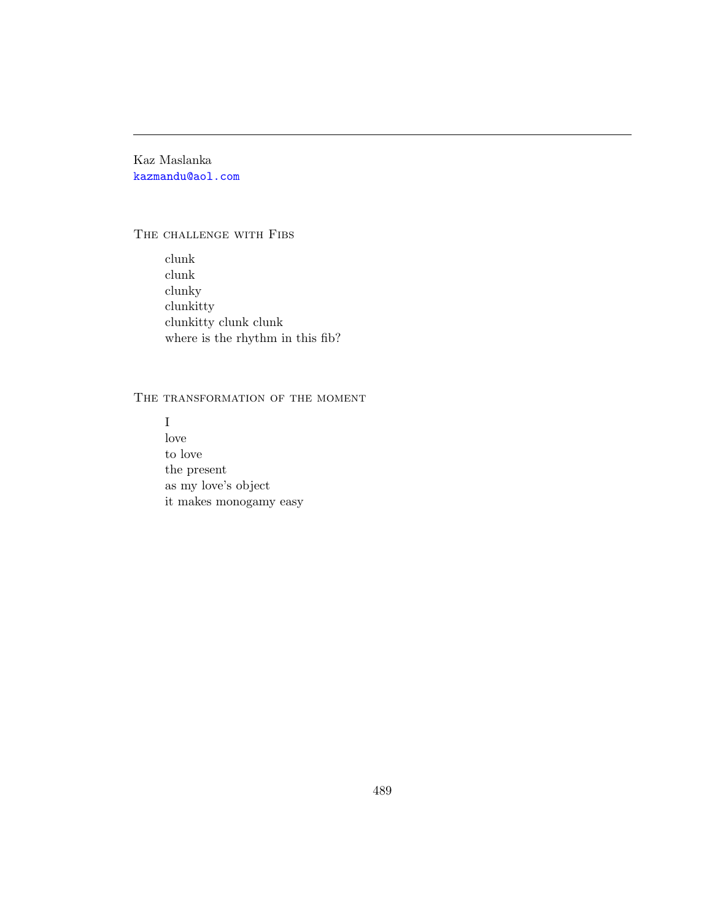Kaz Maslanka
kazmandu@aol.com

## The challenge with Fibs

clunk
clunk
clunky
clunkitty
clunkitty clunk clunk
where is the rhythm in this fib?

## The transformation of the moment

I
love
to love
the present
as my love's object
it makes monogamy easy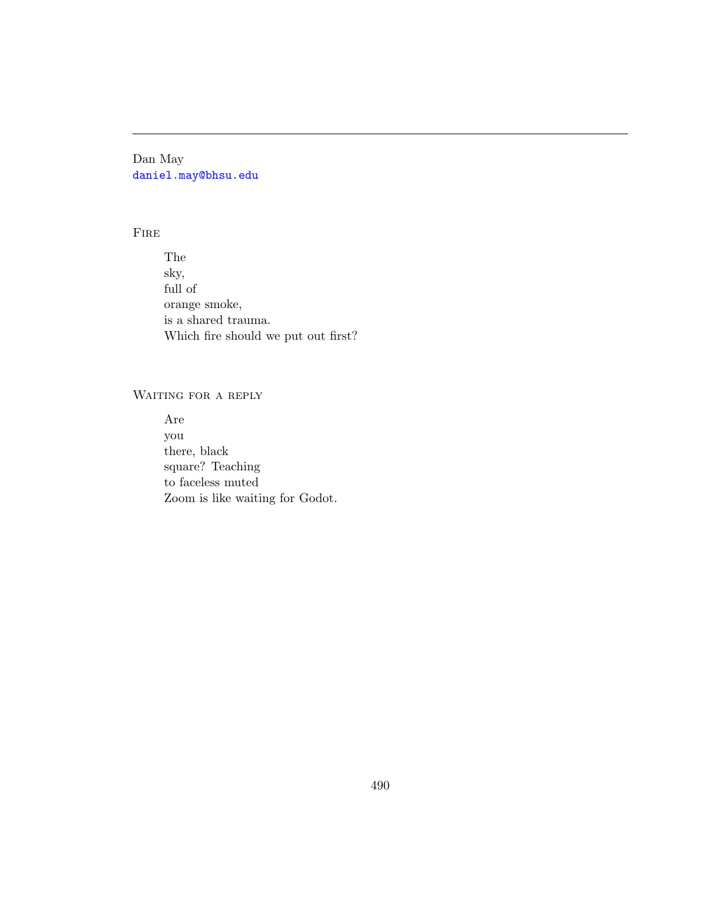---

Dan May
daniel.may@bhsu.edu

### Fire

The  
sky,  
full of  
orange smoke,  
is a shared trauma.  
Which fire should we put out first?

### Waiting for a reply

Are  
you  
there, black  
square? Teaching  
to faceless muted  
Zoom is like waiting for Godot.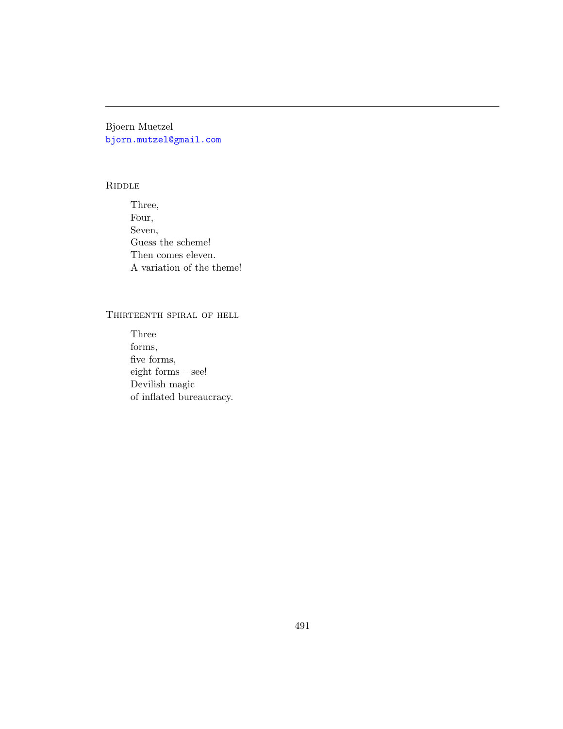Bjoern Muetzel
bjorn.mutzel@gmail.com

## Riddle

Three,  
Four,  
Seven,  
Guess the scheme!  
Then comes eleven.  
A variation of the theme!

## Thirteenth spiral of hell

Three  
forms,  
five forms,  
eight forms – see!  
Devilish magic  
of inflated bureaucracy.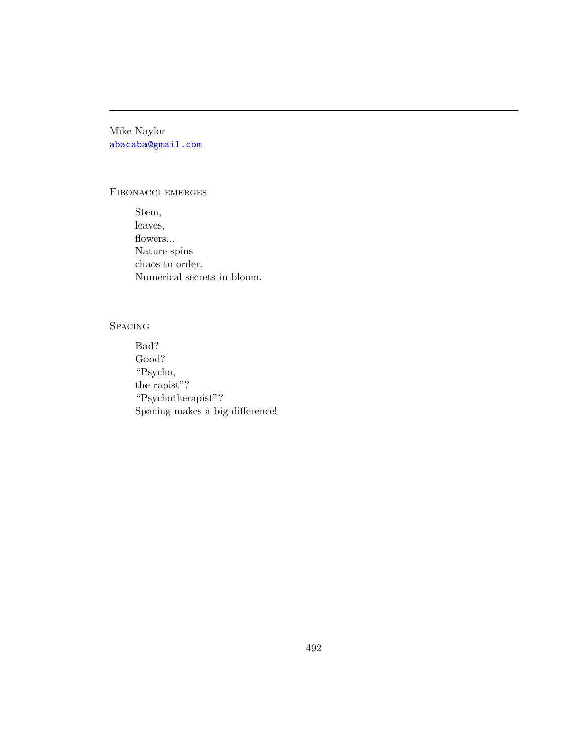---

Mike Naylor
abacaba@gmail.com

### Fibonacci emerges

> Stem,
> leaves,
> flowers...
> Nature spins
> chaos to order.
> Numerical secrets in bloom.

### Spacing

> Bad?
> Good?
> "Psycho,
> the rapist"?
> "Psychotherapist"?
> Spacing makes a big difference!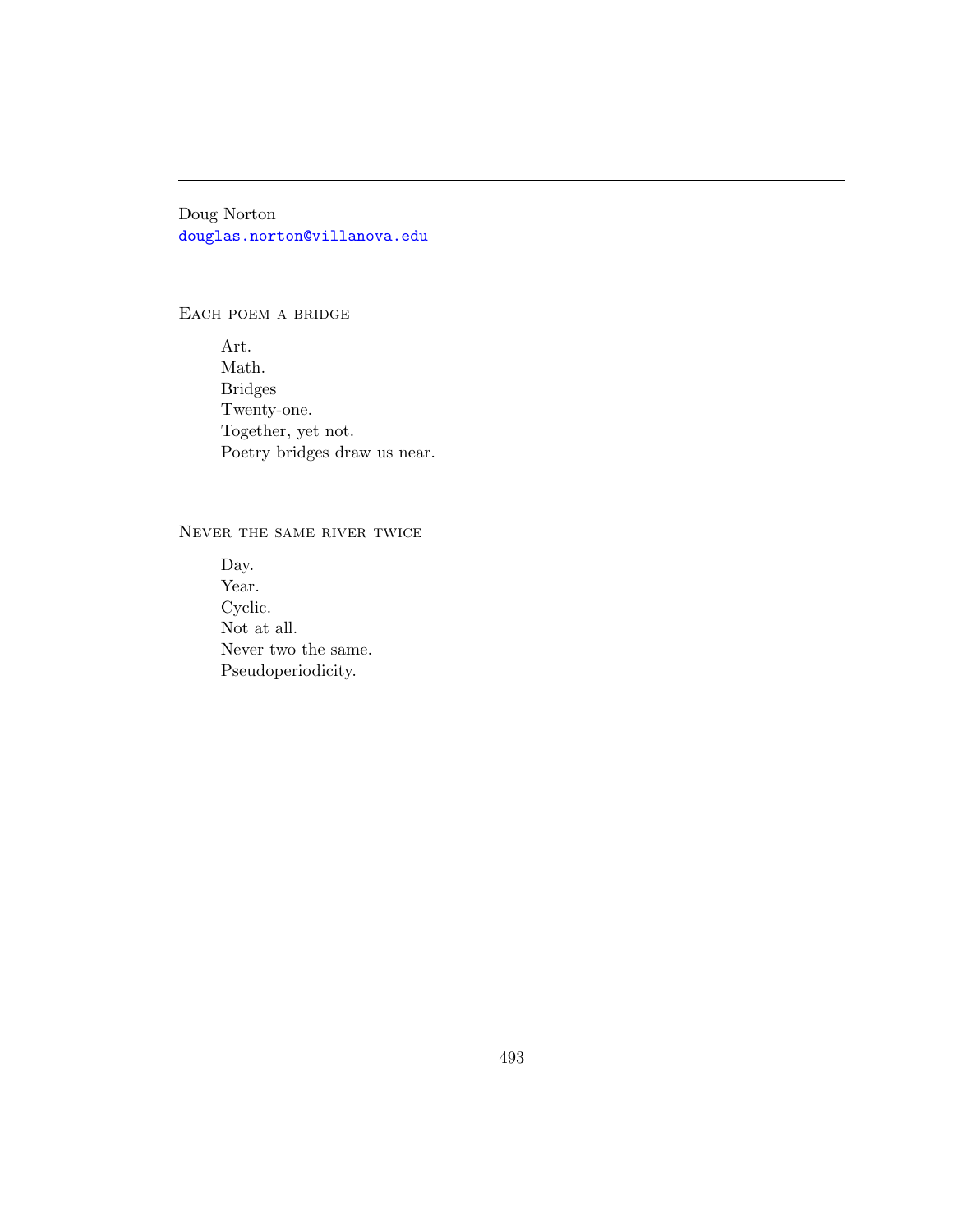---

Doug Norton
douglas.norton@villanova.edu

### Each poem a bridge

Art.
Math.
Bridges
Twenty-one.
Together, yet not.
Poetry bridges draw us near.

### Never the same river twice

Day.
Year.
Cyclic.
Not at all.
Never two the same.
Pseudoperiodicity.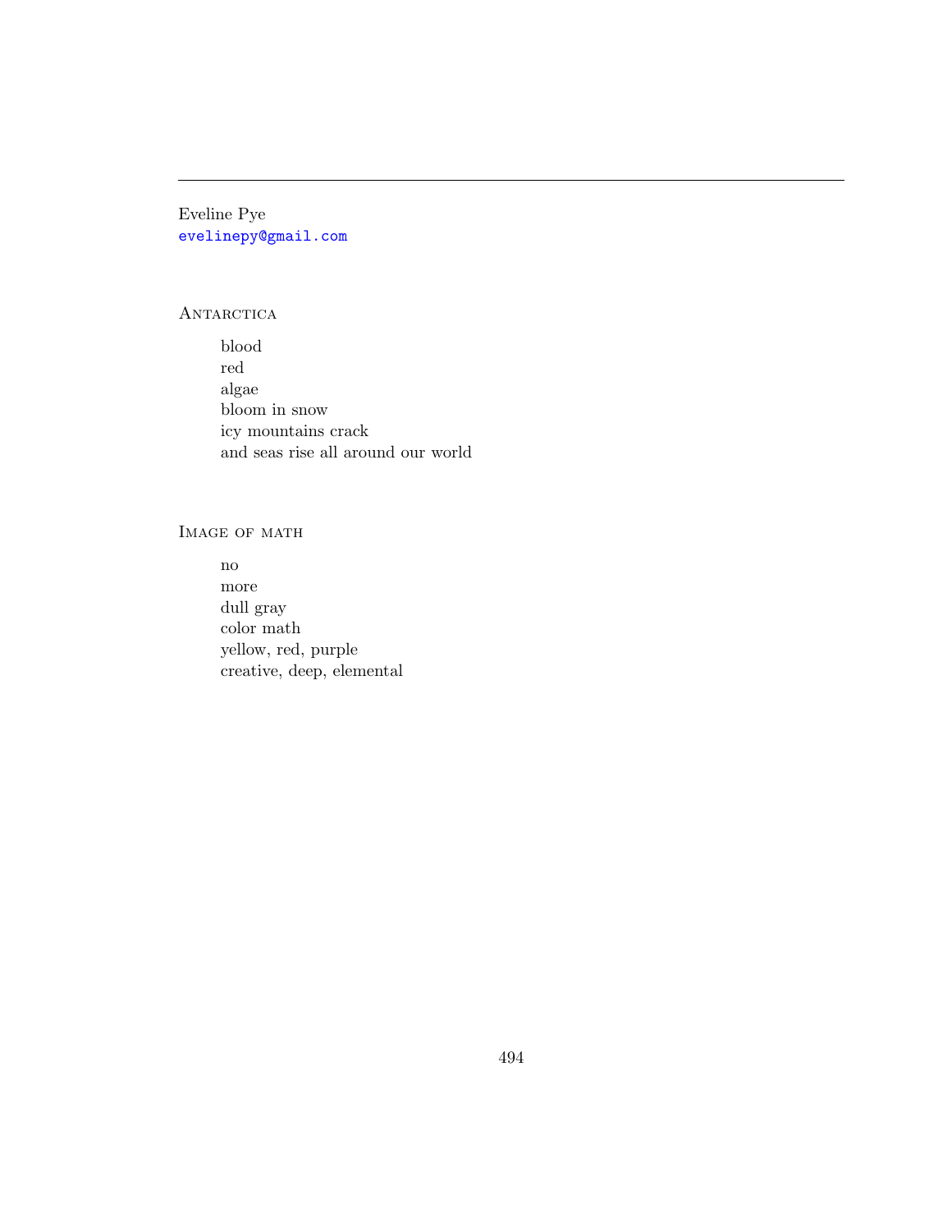---

Eveline Pye
evelinepy@gmail.com

## Antarctica

blood  
red  
algae  
bloom in snow  
icy mountains crack  
and seas rise all around our world

## Image of math

no  
more  
dull gray  
color math  
yellow, red, purple  
creative, deep, elemental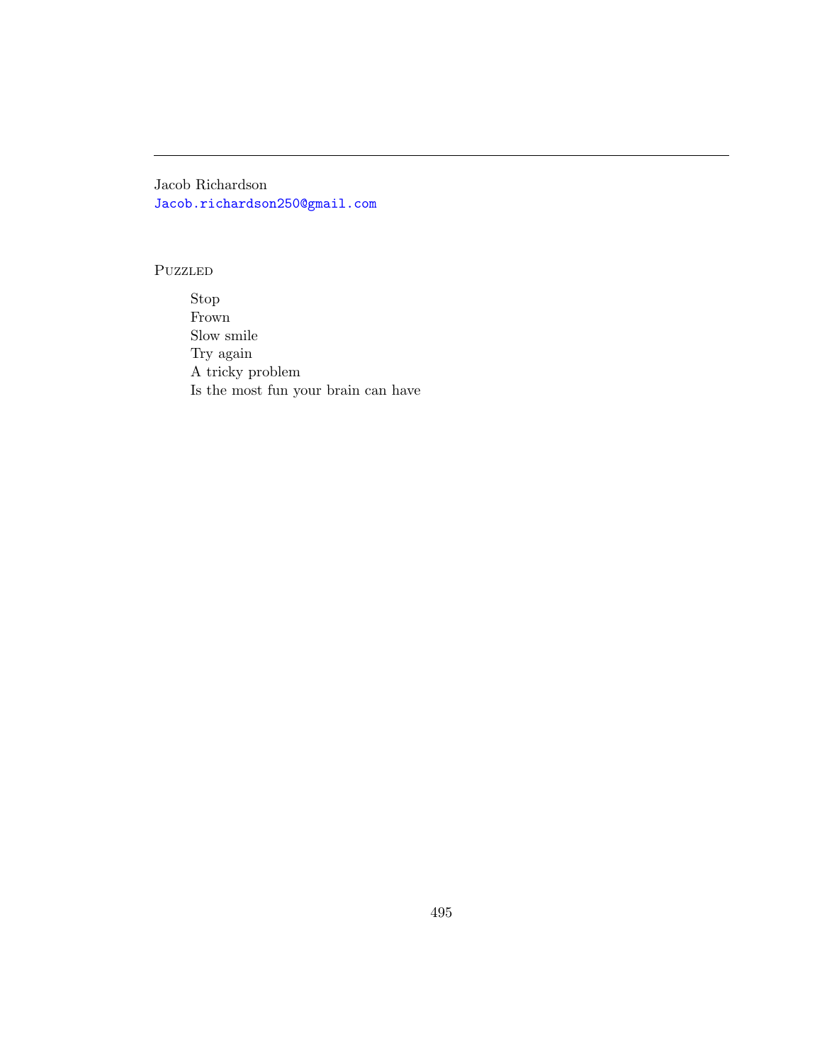---

Jacob Richardson
Jacob.richardson250@gmail.com

## Puzzled

> Stop
> Frown
> Slow smile
> Try again
> A tricky problem
> Is the most fun your brain can have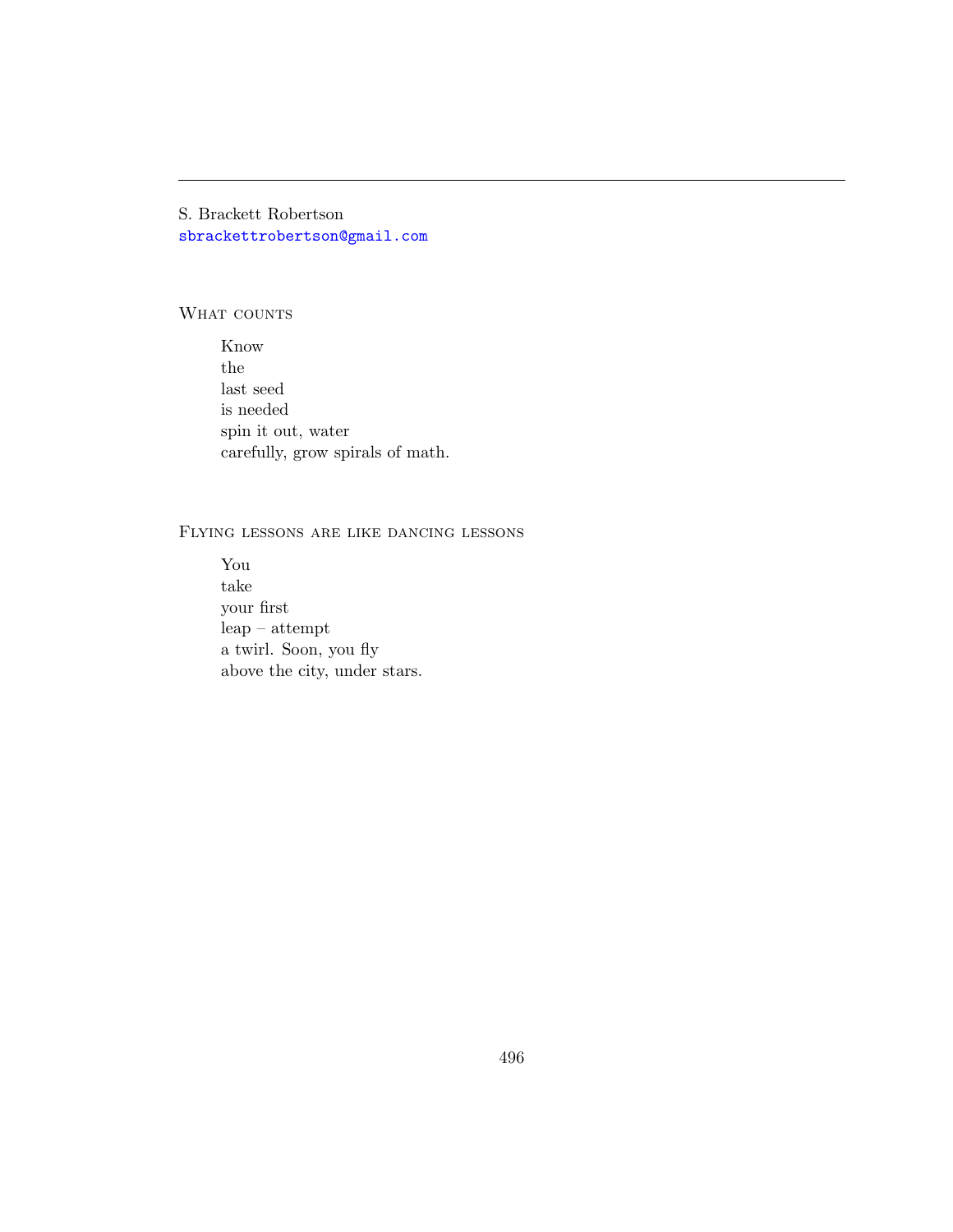---

S. Brackett Robertson
sbrackettrobertson@gmail.com

## What counts

Know  
the  
last seed  
is needed  
spin it out, water  
carefully, grow spirals of math.

## Flying lessons are like dancing lessons

You  
take  
your first  
leap – attempt  
a twirl. Soon, you fly  
above the city, under stars.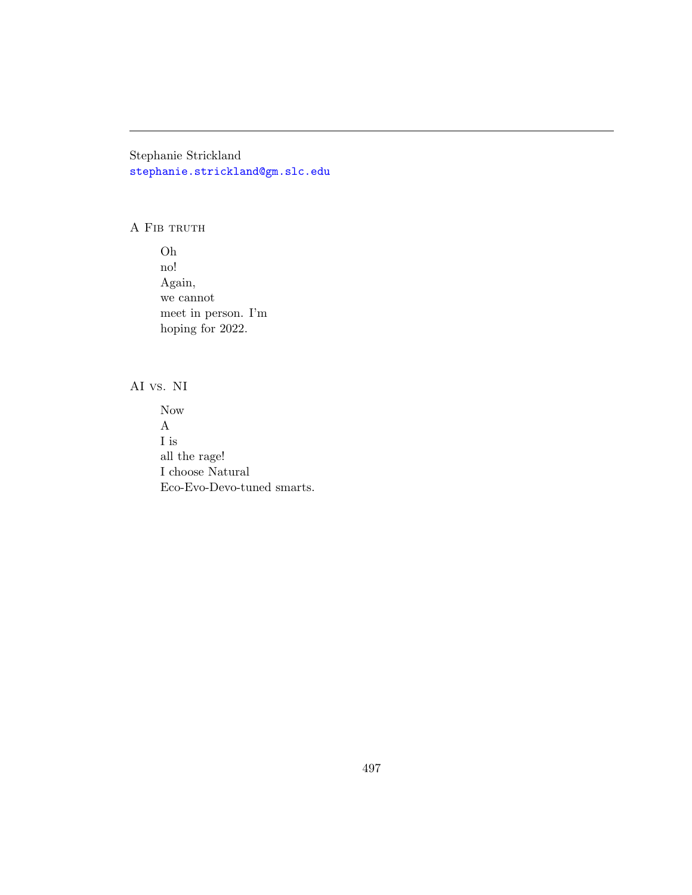---

Stephanie Strickland
stephanie.strickland@gm.slc.edu

### A Fib truth

Oh  
no!  
Again,  
we cannot  
meet in person. I'm  
hoping for 2022.

### AI vs. NI

Now  
A  
I is  
all the rage!  
I choose Natural  
Eco-Evo-Devo-tuned smarts.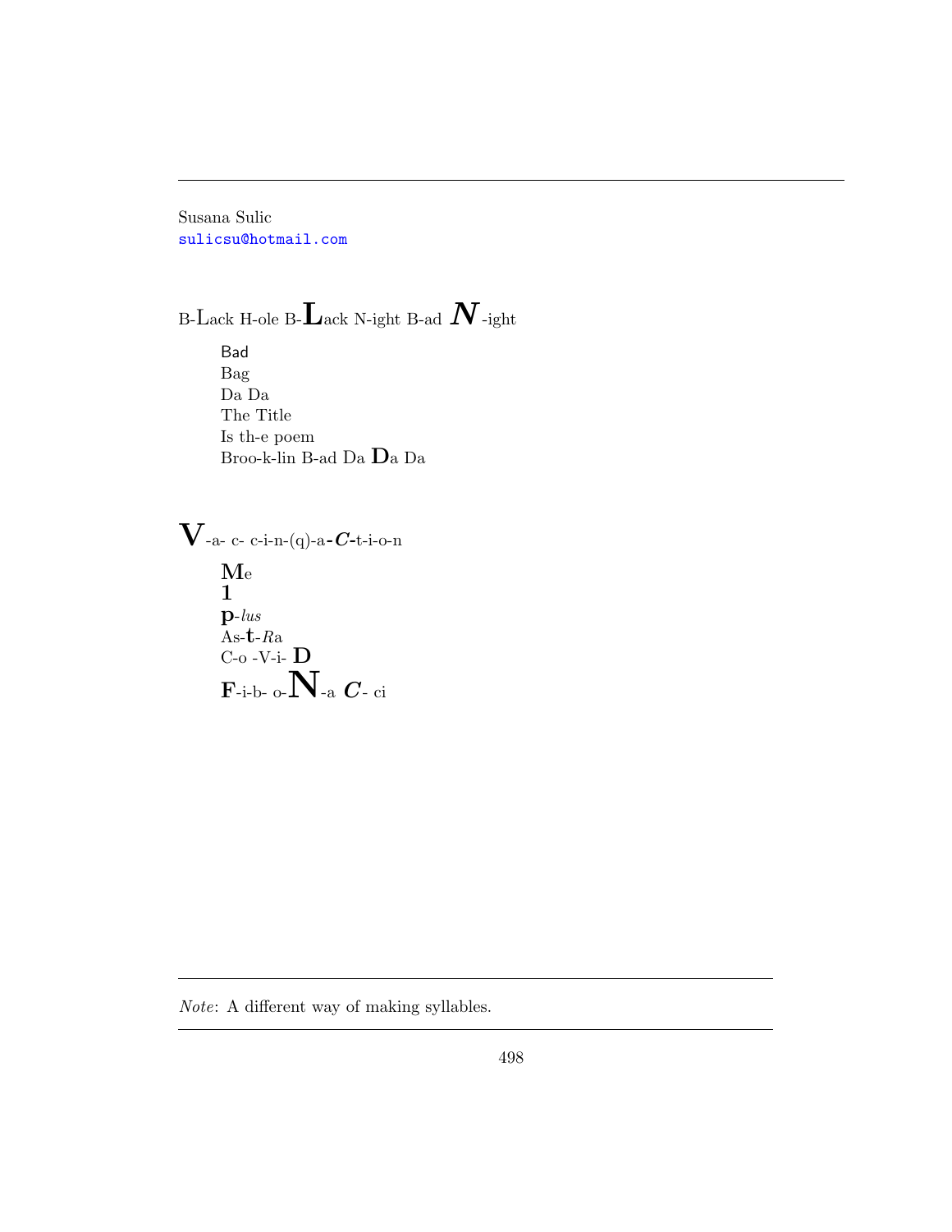Susana Sulic
sulicsu@hotmail.com

B-Lack H-ole B-**L**ack N-ight B-ad ***N***-ight

Bad
Bag
Da Da
The Title
Is th-e poem
Broo-k-lin B-ad Da **D**a Da

**V**-a- c- c-i-n-(q)-a-***C***-t-i-o-n

**M**e
**1**
**p**-*lus*
As-**t**-*R*a
C-o -V-i- **D**
**F**-i-b- o-**N**-a ***C***- ci

---

*Note*: A different way of making syllables.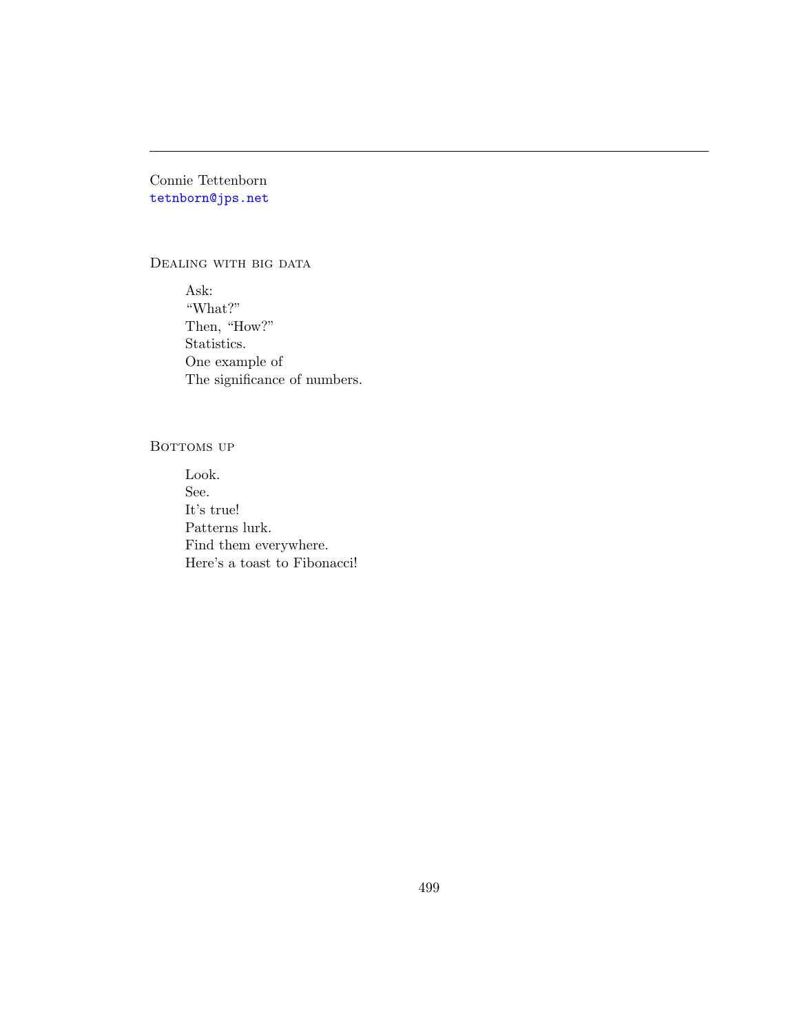---

Connie Tettenborn
tetnborn@jps.net

## Dealing with big data

Ask:  
"What?"  
Then, "How?"  
Statistics.  
One example of  
The significance of numbers.

## Bottoms up

Look.  
See.  
It's true!  
Patterns lurk.  
Find them everywhere.  
Here's a toast to Fibonacci!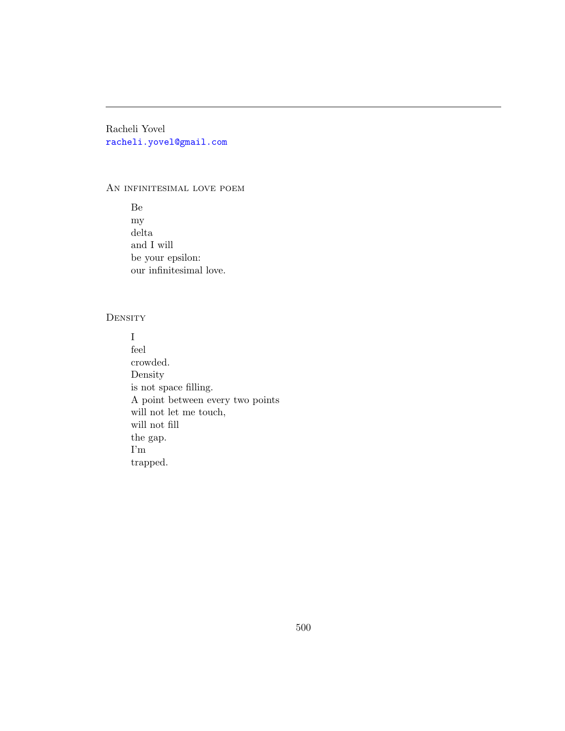---

Racheli Yovel
racheli.yovel@gmail.com

## An infinitesimal love poem

Be
my
delta
and I will
be your epsilon:
our infinitesimal love.

## Density

I
feel
crowded.
Density
is not space filling.
A point between every two points
will not let me touch,
will not fill
the gap.
I'm
trapped.